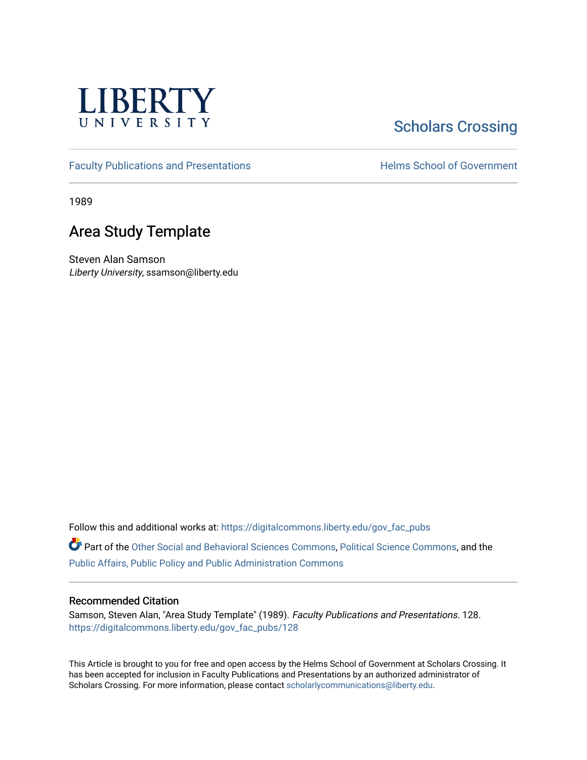LIBERTY UNIVERSITY

Scholars Crossing

Faculty Publications and Presentations

Helms School of Government

1989

# Area Study Template

Steven Alan Samson
*Liberty University*, ssamson@liberty.edu

Follow this and additional works at: https://digitalcommons.liberty.edu/gov_fac_pubs

Part of the Other Social and Behavioral Sciences Commons, Political Science Commons, and the Public Affairs, Public Policy and Public Administration Commons

## Recommended Citation

Samson, Steven Alan, "Area Study Template" (1989). *Faculty Publications and Presentations*. 128.
https://digitalcommons.liberty.edu/gov_fac_pubs/128

This Article is brought to you for free and open access by the Helms School of Government at Scholars Crossing. It has been accepted for inclusion in Faculty Publications and Presentations by an authorized administrator of Scholars Crossing. For more information, please contact scholarlycommunications@liberty.edu.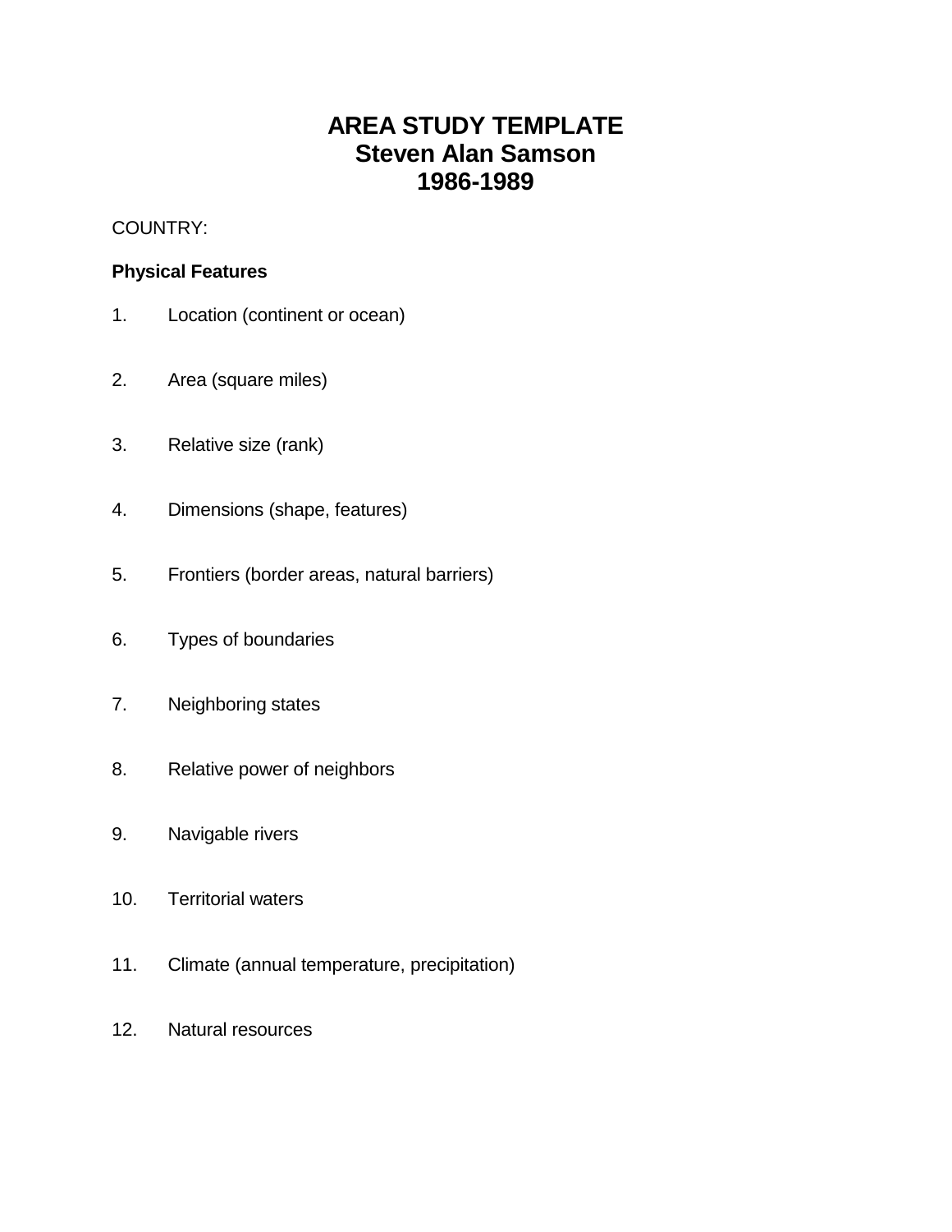# AREA STUDY TEMPLATE
# Steven Alan Samson
# 1986-1989

COUNTRY:

**Physical Features**

1. Location (continent or ocean)

2. Area (square miles)

3. Relative size (rank)

4. Dimensions (shape, features)

5. Frontiers (border areas, natural barriers)

6. Types of boundaries

7. Neighboring states

8. Relative power of neighbors

9. Navigable rivers

10. Territorial waters

11. Climate (annual temperature, precipitation)

12. Natural resources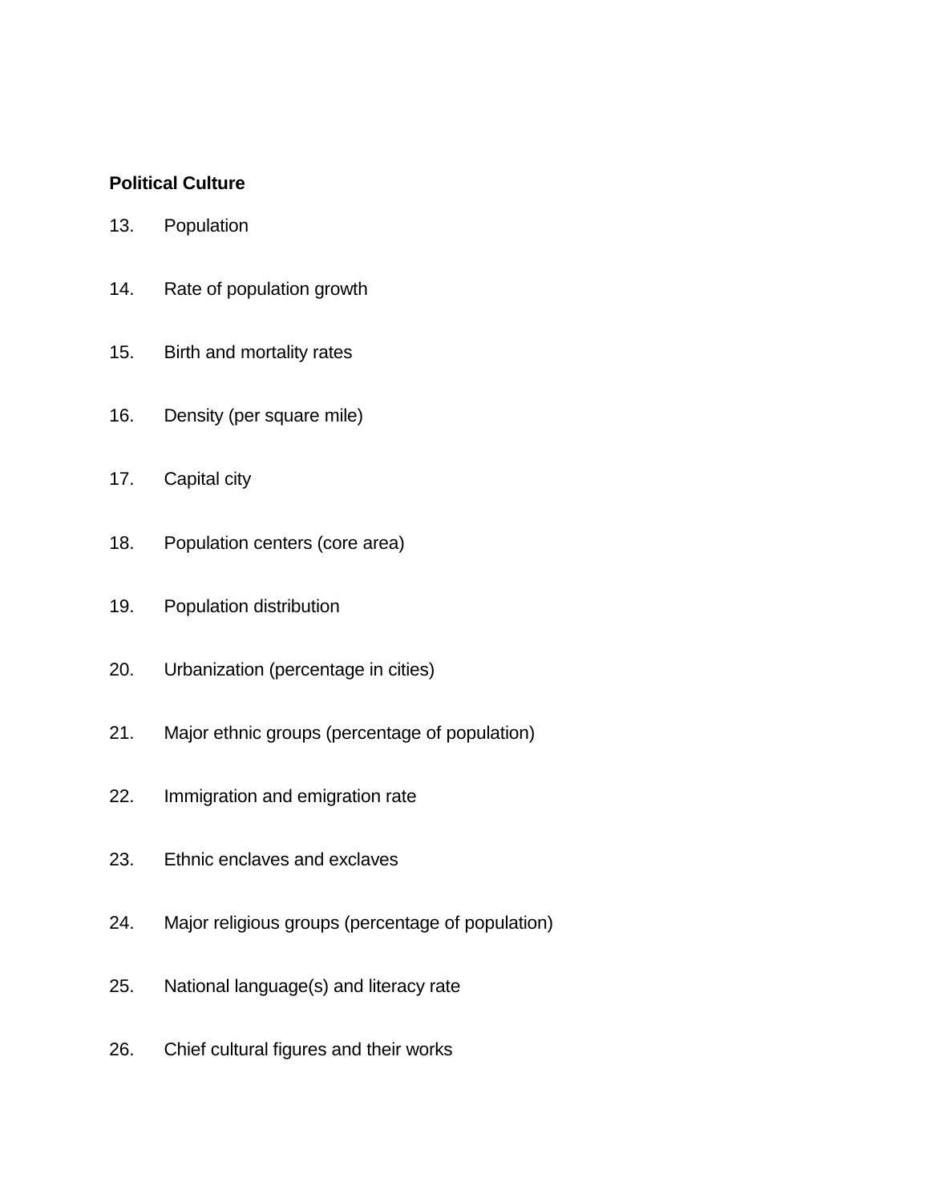**Political Culture**

13. Population

14. Rate of population growth

15. Birth and mortality rates

16. Density (per square mile)

17. Capital city

18. Population centers (core area)

19. Population distribution

20. Urbanization (percentage in cities)

21. Major ethnic groups (percentage of population)

22. Immigration and emigration rate

23. Ethnic enclaves and exclaves

24. Major religious groups (percentage of population)

25. National language(s) and literacy rate

26. Chief cultural figures and their works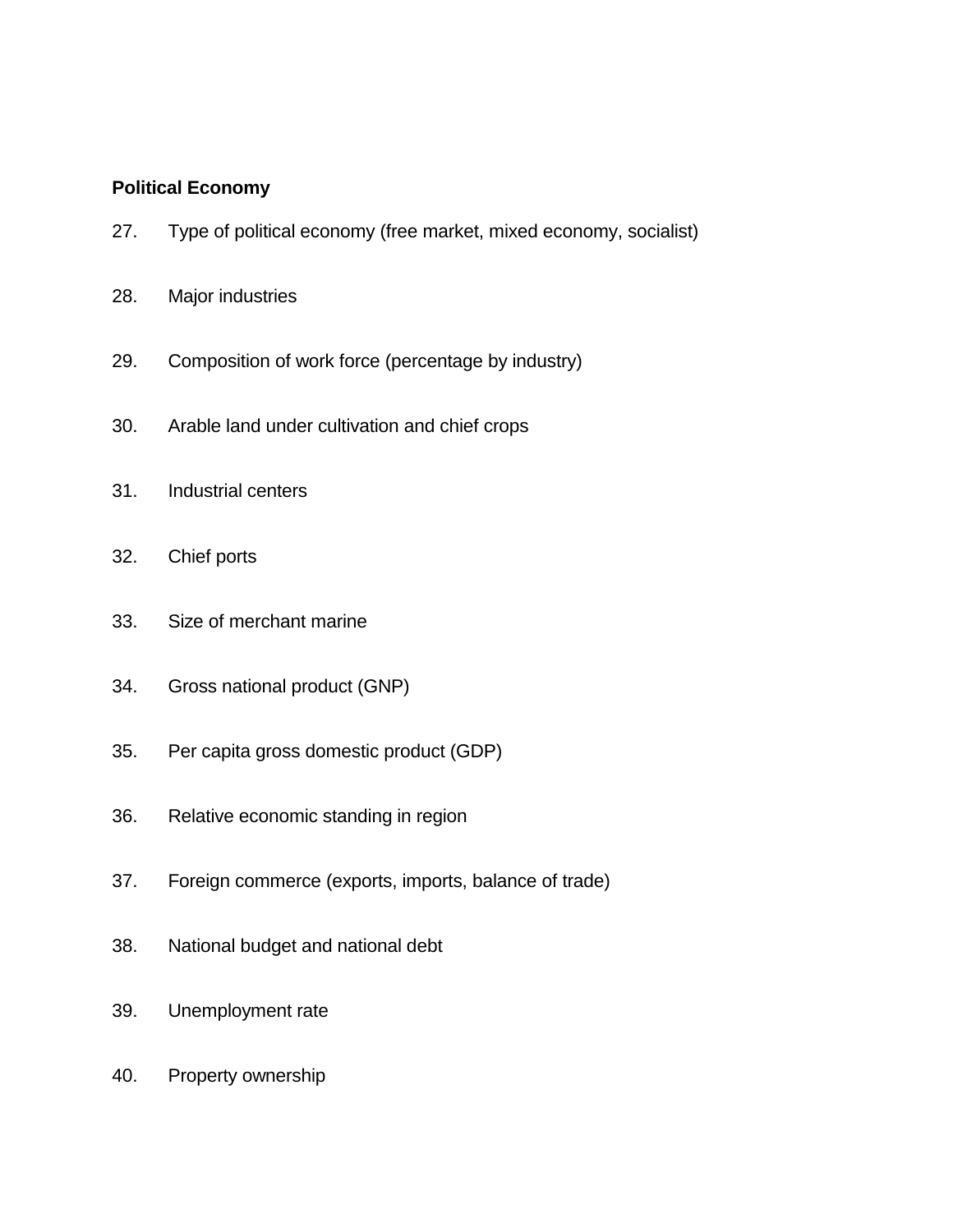**Political Economy**

27. Type of political economy (free market, mixed economy, socialist)

28. Major industries

29. Composition of work force (percentage by industry)

30. Arable land under cultivation and chief crops

31. Industrial centers

32. Chief ports

33. Size of merchant marine

34. Gross national product (GNP)

35. Per capita gross domestic product (GDP)

36. Relative economic standing in region

37. Foreign commerce (exports, imports, balance of trade)

38. National budget and national debt

39. Unemployment rate

40. Property ownership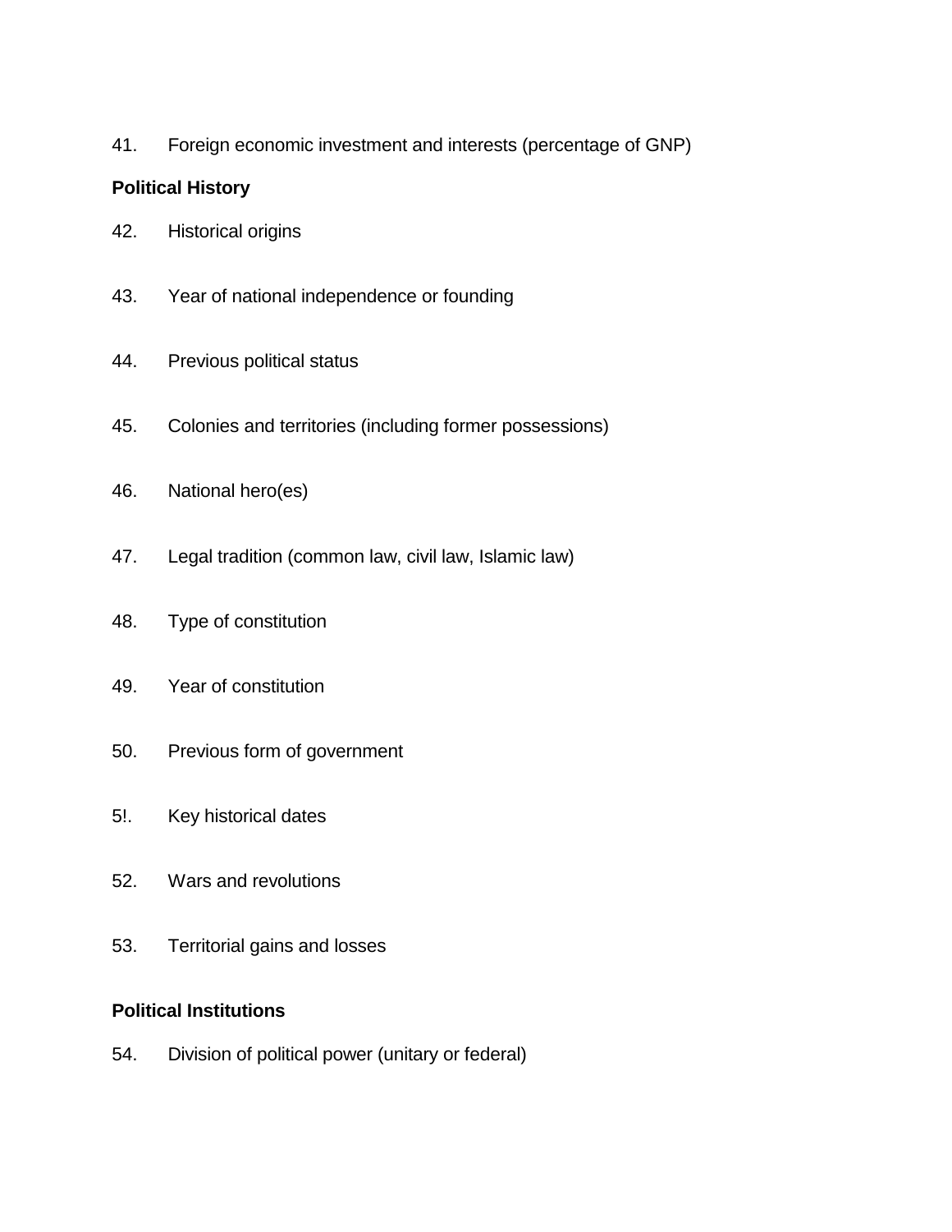41. Foreign economic investment and interests (percentage of GNP)

**Political History**

42. Historical origins

43. Year of national independence or founding

44. Previous political status

45. Colonies and territories (including former possessions)

46. National hero(es)

47. Legal tradition (common law, civil law, Islamic law)

48. Type of constitution

49. Year of constitution

50. Previous form of government

5!. Key historical dates

52. Wars and revolutions

53. Territorial gains and losses

**Political Institutions**

54. Division of political power (unitary or federal)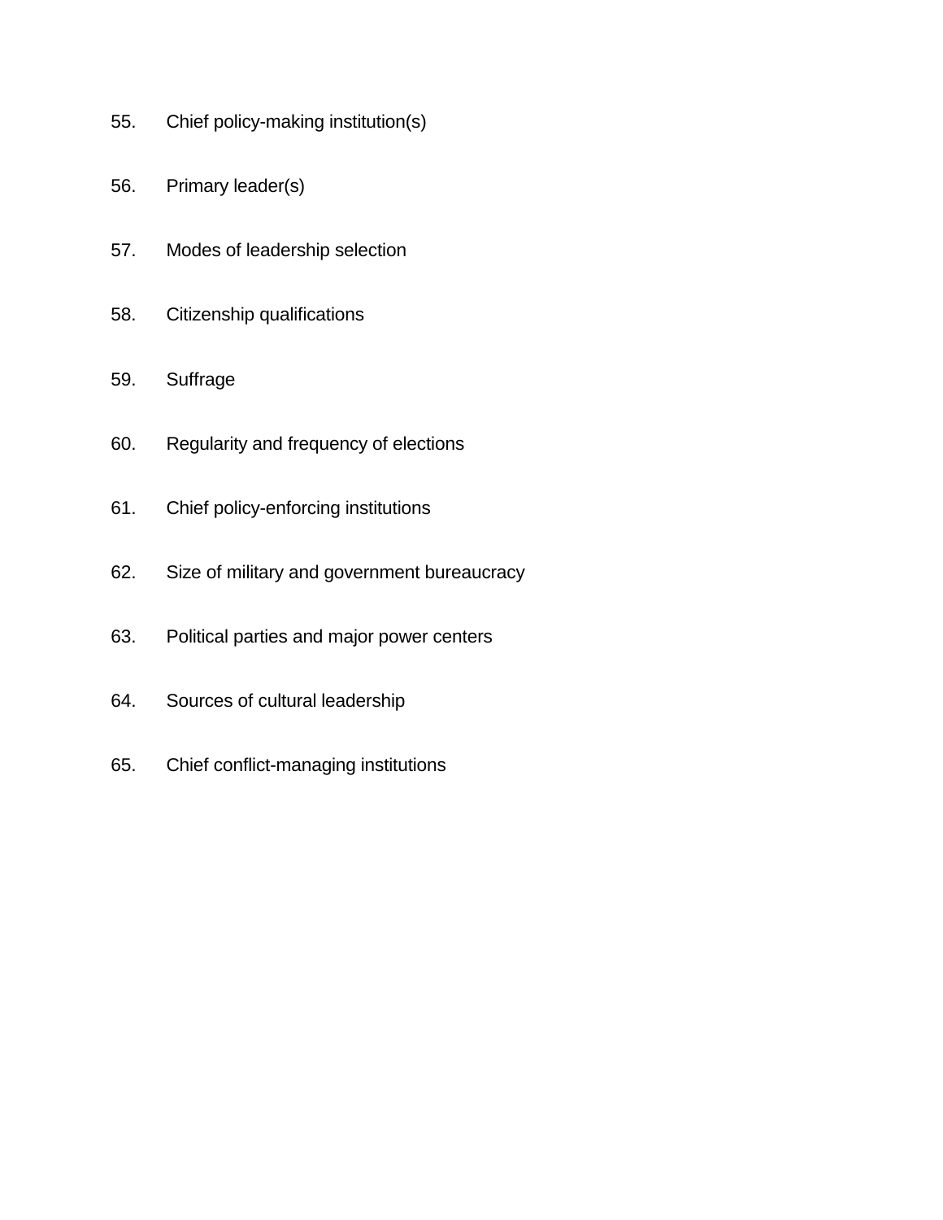55. Chief policy-making institution(s)

56. Primary leader(s)

57. Modes of leadership selection

58. Citizenship qualifications

59. Suffrage

60. Regularity and frequency of elections

61. Chief policy-enforcing institutions

62. Size of military and government bureaucracy

63. Political parties and major power centers

64. Sources of cultural leadership

65. Chief conflict-managing institutions